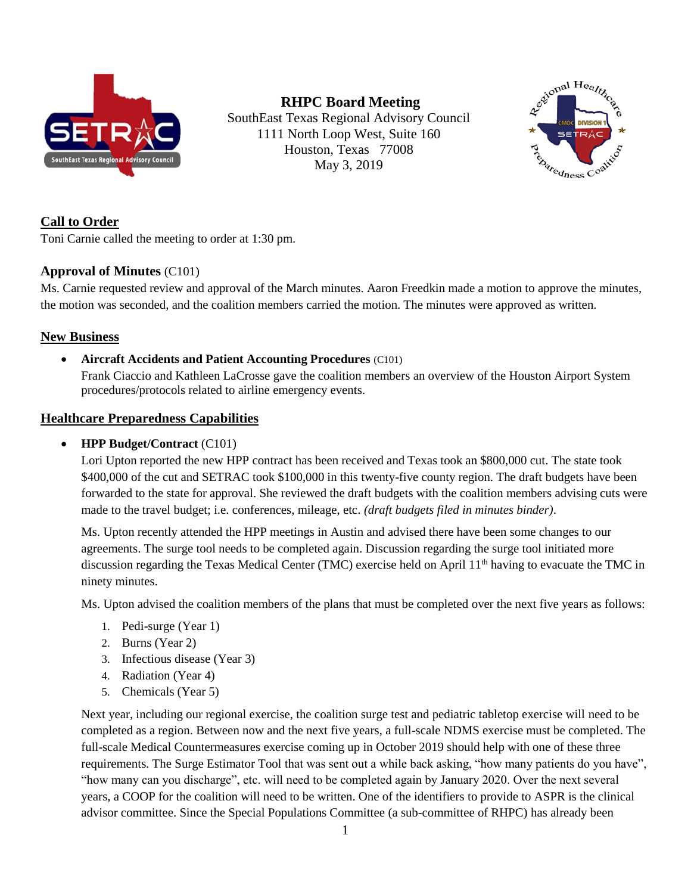# RHPC Board Meeting

SouthEast Texas Regional Advisory Council
1111 North Loop West, Suite 160
Houston, Texas 77008
May 3, 2019

## Call to Order

Toni Carnie called the meeting to order at 1:30 pm.

**Approval of Minutes** (C101)

Ms. Carnie requested review and approval of the March minutes. Aaron Freedkin made a motion to approve the minutes, the motion was seconded, and the coalition members carried the motion. The minutes were approved as written.

## New Business

- **Aircraft Accidents and Patient Accounting Procedures** (C101)
  Frank Ciaccio and Kathleen LaCrosse gave the coalition members an overview of the Houston Airport System procedures/protocols related to airline emergency events.

## Healthcare Preparedness Capabilities

- **HPP Budget/Contract** (C101)
  Lori Upton reported the new HPP contract has been received and Texas took an $800,000 cut. The state took $400,000 of the cut and SETRAC took $100,000 in this twenty-five county region. The draft budgets have been forwarded to the state for approval. She reviewed the draft budgets with the coalition members advising cuts were made to the travel budget; i.e. conferences, mileage, etc. *(draft budgets filed in minutes binder)*.

  Ms. Upton recently attended the HPP meetings in Austin and advised there have been some changes to our agreements. The surge tool needs to be completed again. Discussion regarding the surge tool initiated more discussion regarding the Texas Medical Center (TMC) exercise held on April 11th having to evacuate the TMC in ninety minutes.

  Ms. Upton advised the coalition members of the plans that must be completed over the next five years as follows:

  1. Pedi-surge (Year 1)
  2. Burns (Year 2)
  3. Infectious disease (Year 3)
  4. Radiation (Year 4)
  5. Chemicals (Year 5)

  Next year, including our regional exercise, the coalition surge test and pediatric tabletop exercise will need to be completed as a region. Between now and the next five years, a full-scale NDMS exercise must be completed. The full-scale Medical Countermeasures exercise coming up in October 2019 should help with one of these three requirements. The Surge Estimator Tool that was sent out a while back asking, "how many patients do you have", "how many can you discharge", etc. will need to be completed again by January 2020. Over the next several years, a COOP for the coalition will need to be written. One of the identifiers to provide to ASPR is the clinical advisor committee. Since the Special Populations Committee (a sub-committee of RHPC) has already been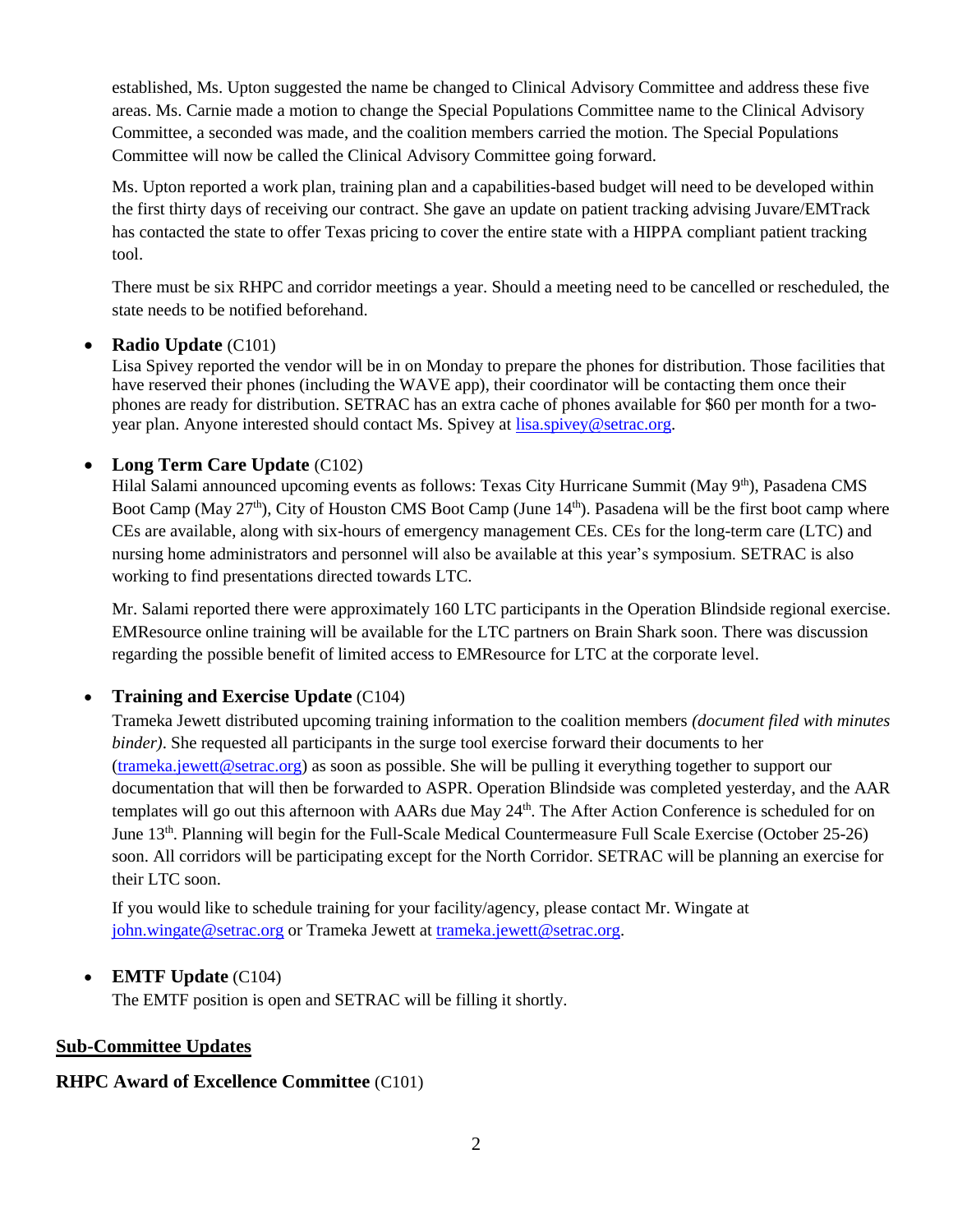established, Ms. Upton suggested the name be changed to Clinical Advisory Committee and address these five areas. Ms. Carnie made a motion to change the Special Populations Committee name to the Clinical Advisory Committee, a seconded was made, and the coalition members carried the motion. The Special Populations Committee will now be called the Clinical Advisory Committee going forward.

Ms. Upton reported a work plan, training plan and a capabilities-based budget will need to be developed within the first thirty days of receiving our contract. She gave an update on patient tracking advising Juvare/EMTrack has contacted the state to offer Texas pricing to cover the entire state with a HIPPA compliant patient tracking tool.

There must be six RHPC and corridor meetings a year. Should a meeting need to be cancelled or rescheduled, the state needs to be notified beforehand.

- **Radio Update** (C101)
  Lisa Spivey reported the vendor will be in on Monday to prepare the phones for distribution. Those facilities that have reserved their phones (including the WAVE app), their coordinator will be contacting them once their phones are ready for distribution. SETRAC has an extra cache of phones available for $60 per month for a two-year plan. Anyone interested should contact Ms. Spivey at lisa.spivey@setrac.org.

- **Long Term Care Update** (C102)
  Hilal Salami announced upcoming events as follows: Texas City Hurricane Summit (May 9th), Pasadena CMS Boot Camp (May 27th), City of Houston CMS Boot Camp (June 14th). Pasadena will be the first boot camp where CEs are available, along with six-hours of emergency management CEs. CEs for the long-term care (LTC) and nursing home administrators and personnel will also be available at this year's symposium. SETRAC is also working to find presentations directed towards LTC.

  Mr. Salami reported there were approximately 160 LTC participants in the Operation Blindside regional exercise. EMResource online training will be available for the LTC partners on Brain Shark soon. There was discussion regarding the possible benefit of limited access to EMResource for LTC at the corporate level.

- **Training and Exercise Update** (C104)
  Trameka Jewett distributed upcoming training information to the coalition members *(document filed with minutes binder)*. She requested all participants in the surge tool exercise forward their documents to her (trameka.jewett@setrac.org) as soon as possible. She will be pulling it everything together to support our documentation that will then be forwarded to ASPR. Operation Blindside was completed yesterday, and the AAR templates will go out this afternoon with AARs due May 24th. The After Action Conference is scheduled for on June 13th. Planning will begin for the Full-Scale Medical Countermeasure Full Scale Exercise (October 25-26) soon. All corridors will be participating except for the North Corridor. SETRAC will be planning an exercise for their LTC soon.

  If you would like to schedule training for your facility/agency, please contact Mr. Wingate at john.wingate@setrac.org or Trameka Jewett at trameka.jewett@setrac.org.

- **EMTF Update** (C104)
  The EMTF position is open and SETRAC will be filling it shortly.

## Sub-Committee Updates

**RHPC Award of Excellence Committee** (C101)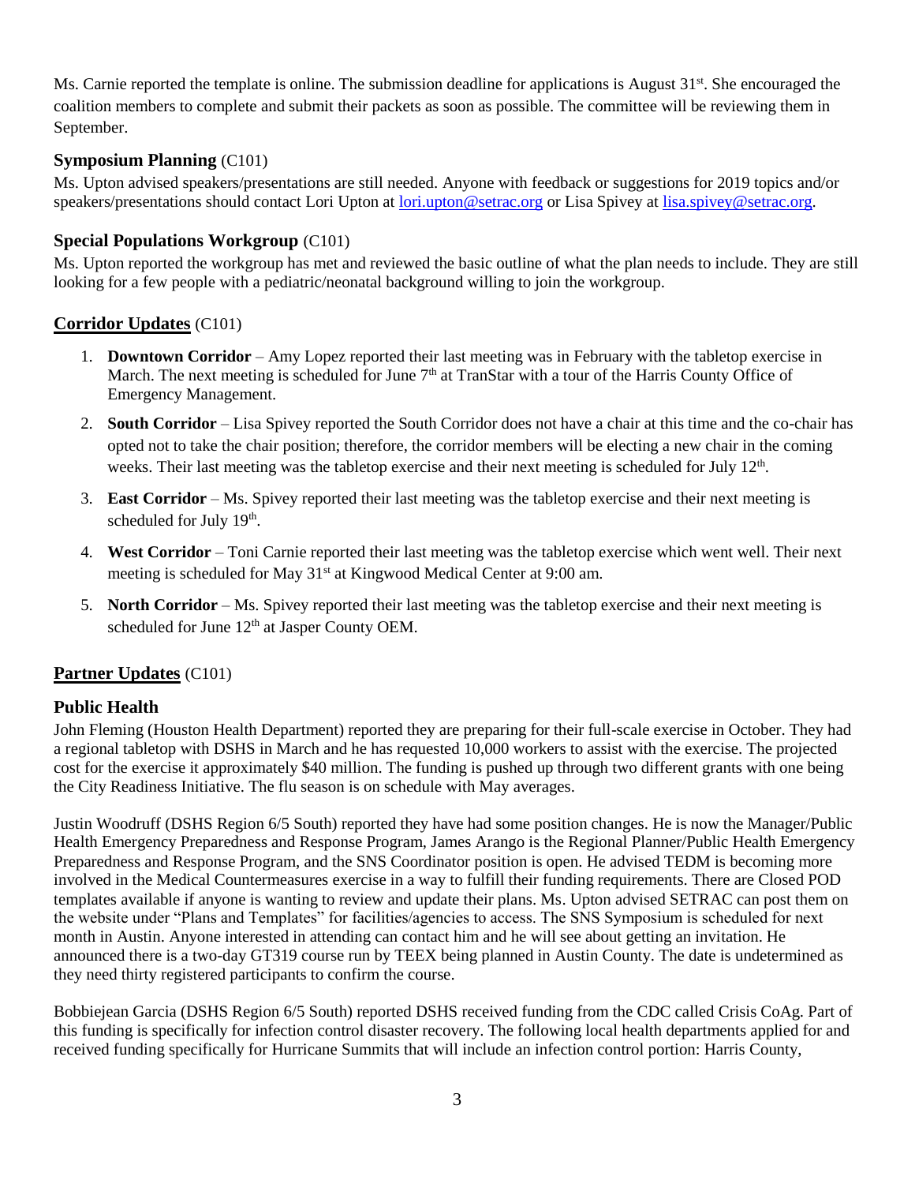Ms. Carnie reported the template is online. The submission deadline for applications is August 31st. She encouraged the coalition members to complete and submit their packets as soon as possible. The committee will be reviewing them in September.

### **Symposium Planning** (C101)

Ms. Upton advised speakers/presentations are still needed. Anyone with feedback or suggestions for 2019 topics and/or speakers/presentations should contact Lori Upton at lori.upton@setrac.org or Lisa Spivey at lisa.spivey@setrac.org.

### **Special Populations Workgroup** (C101)

Ms. Upton reported the workgroup has met and reviewed the basic outline of what the plan needs to include. They are still looking for a few people with a pediatric/neonatal background willing to join the workgroup.

## **Corridor Updates** (C101)

1. **Downtown Corridor** – Amy Lopez reported their last meeting was in February with the tabletop exercise in March. The next meeting is scheduled for June 7th at TranStar with a tour of the Harris County Office of Emergency Management.
2. **South Corridor** – Lisa Spivey reported the South Corridor does not have a chair at this time and the co-chair has opted not to take the chair position; therefore, the corridor members will be electing a new chair in the coming weeks. Their last meeting was the tabletop exercise and their next meeting is scheduled for July 12th.
3. **East Corridor** – Ms. Spivey reported their last meeting was the tabletop exercise and their next meeting is scheduled for July 19th.
4. **West Corridor** – Toni Carnie reported their last meeting was the tabletop exercise which went well. Their next meeting is scheduled for May 31st at Kingwood Medical Center at 9:00 am.
5. **North Corridor** – Ms. Spivey reported their last meeting was the tabletop exercise and their next meeting is scheduled for June 12th at Jasper County OEM.

## **Partner Updates** (C101)

### **Public Health**

John Fleming (Houston Health Department) reported they are preparing for their full-scale exercise in October. They had a regional tabletop with DSHS in March and he has requested 10,000 workers to assist with the exercise. The projected cost for the exercise it approximately $40 million. The funding is pushed up through two different grants with one being the City Readiness Initiative. The flu season is on schedule with May averages.

Justin Woodruff (DSHS Region 6/5 South) reported they have had some position changes. He is now the Manager/Public Health Emergency Preparedness and Response Program, James Arango is the Regional Planner/Public Health Emergency Preparedness and Response Program, and the SNS Coordinator position is open. He advised TEDM is becoming more involved in the Medical Countermeasures exercise in a way to fulfill their funding requirements. There are Closed POD templates available if anyone is wanting to review and update their plans. Ms. Upton advised SETRAC can post them on the website under "Plans and Templates" for facilities/agencies to access. The SNS Symposium is scheduled for next month in Austin. Anyone interested in attending can contact him and he will see about getting an invitation. He announced there is a two-day GT319 course run by TEEX being planned in Austin County. The date is undetermined as they need thirty registered participants to confirm the course.

Bobbiejean Garcia (DSHS Region 6/5 South) reported DSHS received funding from the CDC called Crisis CoAg. Part of this funding is specifically for infection control disaster recovery. The following local health departments applied for and received funding specifically for Hurricane Summits that will include an infection control portion: Harris County,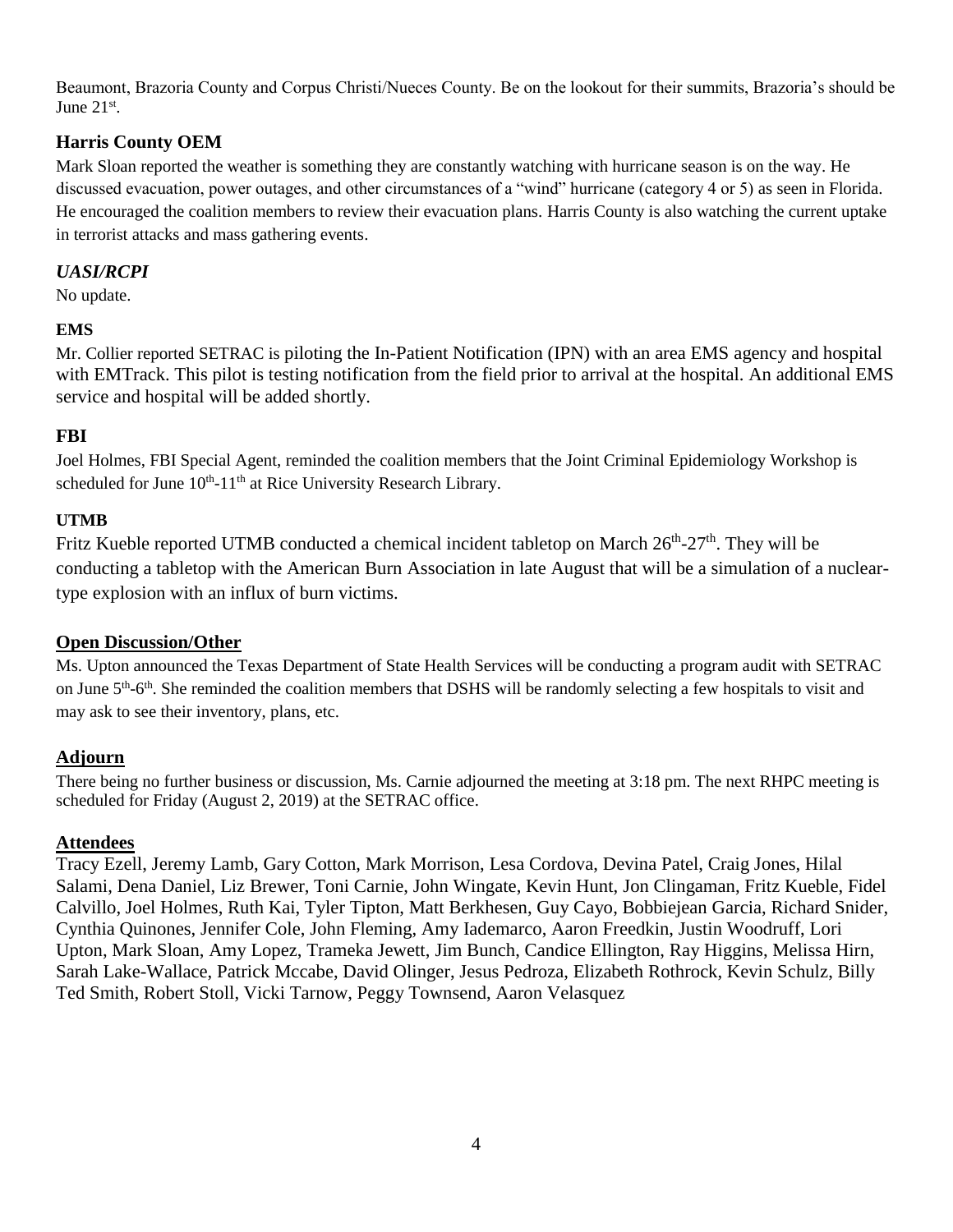Beaumont, Brazoria County and Corpus Christi/Nueces County. Be on the lookout for their summits, Brazoria's should be June 21st.

### Harris County OEM

Mark Sloan reported the weather is something they are constantly watching with hurricane season is on the way. He discussed evacuation, power outages, and other circumstances of a "wind" hurricane (category 4 or 5) as seen in Florida. He encouraged the coalition members to review their evacuation plans. Harris County is also watching the current uptake in terrorist attacks and mass gathering events.

### *UASI/RCPI*

No update.

#### EMS

Mr. Collier reported SETRAC is piloting the In-Patient Notification (IPN) with an area EMS agency and hospital with EMTrack. This pilot is testing notification from the field prior to arrival at the hospital. An additional EMS service and hospital will be added shortly.

### FBI

Joel Holmes, FBI Special Agent, reminded the coalition members that the Joint Criminal Epidemiology Workshop is scheduled for June 10th-11th at Rice University Research Library.

#### UTMB

Fritz Kueble reported UTMB conducted a chemical incident tabletop on March 26th-27th. They will be conducting a tabletop with the American Burn Association in late August that will be a simulation of a nuclear-type explosion with an influx of burn victims.

## Open Discussion/Other

Ms. Upton announced the Texas Department of State Health Services will be conducting a program audit with SETRAC on June 5th-6th. She reminded the coalition members that DSHS will be randomly selecting a few hospitals to visit and may ask to see their inventory, plans, etc.

## Adjourn

There being no further business or discussion, Ms. Carnie adjourned the meeting at 3:18 pm. The next RHPC meeting is scheduled for Friday (August 2, 2019) at the SETRAC office.

## Attendees

Tracy Ezell, Jeremy Lamb, Gary Cotton, Mark Morrison, Lesa Cordova, Devina Patel, Craig Jones, Hilal Salami, Dena Daniel, Liz Brewer, Toni Carnie, John Wingate, Kevin Hunt, Jon Clingaman, Fritz Kueble, Fidel Calvillo, Joel Holmes, Ruth Kai, Tyler Tipton, Matt Berkhesen, Guy Cayo, Bobbiejean Garcia, Richard Snider, Cynthia Quinones, Jennifer Cole, John Fleming, Amy Iademarco, Aaron Freedkin, Justin Woodruff, Lori Upton, Mark Sloan, Amy Lopez, Trameka Jewett, Jim Bunch, Candice Ellington, Ray Higgins, Melissa Hirn, Sarah Lake-Wallace, Patrick Mccabe, David Olinger, Jesus Pedroza, Elizabeth Rothrock, Kevin Schulz, Billy Ted Smith, Robert Stoll, Vicki Tarnow, Peggy Townsend, Aaron Velasquez